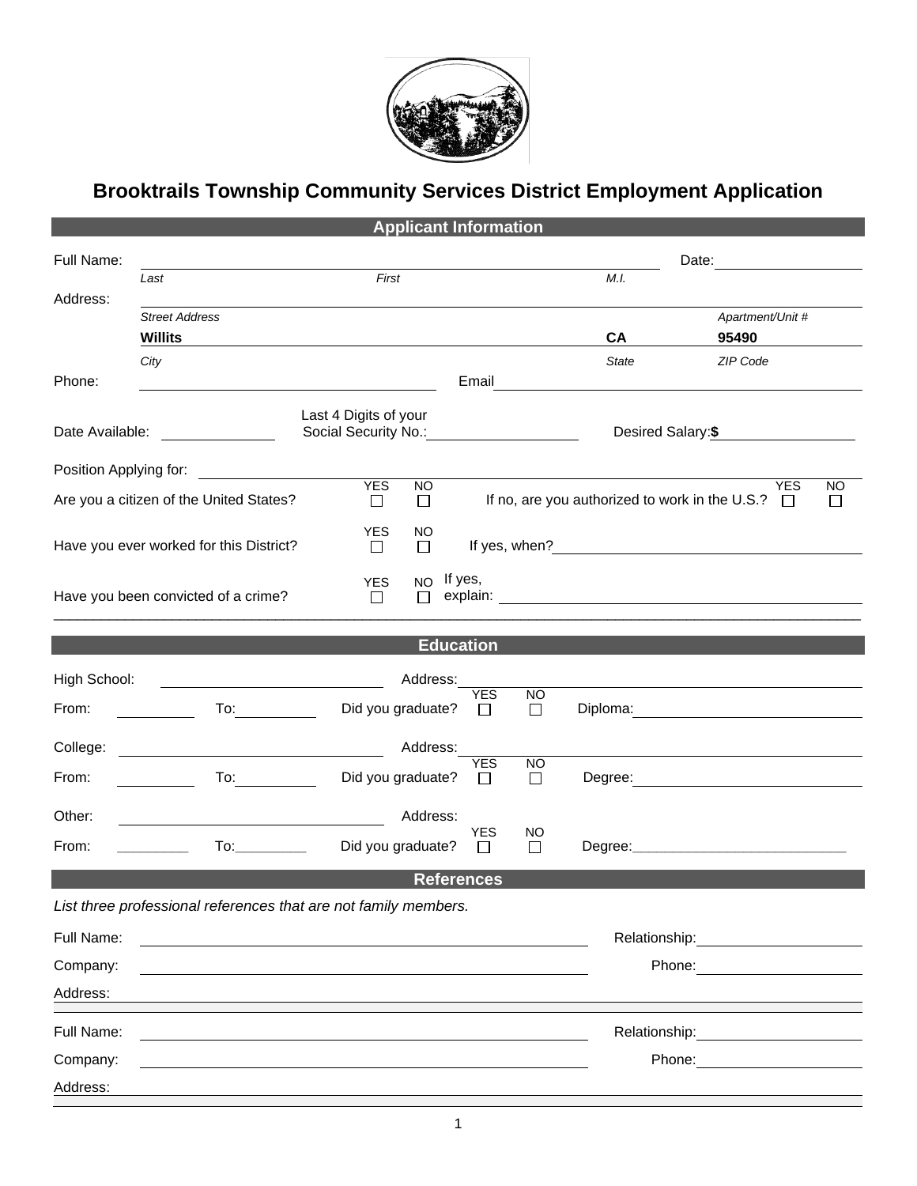# Brooktrails Township Community Services District Employment Application

## Applicant Information

Full Name: ______________________________ Date: ______________

*Last* *First* *M.I.*

Address: ______________________________

*Street Address* *Apartment/Unit #*

**Willits** **CA** **95490**

*City* *State* *ZIP Code*

Phone: ______________ Email ______________

Date Available: ______________ Last 4 Digits of your Social Security No.: ______________ Desired Salary: **$** ______________

Position Applying for: ______________________________

Are you a citizen of the United States? YES ☐ NO ☐ If no, are you authorized to work in the U.S.? YES ☐ NO ☐

Have you ever worked for this District? YES ☐ NO ☐ If yes, when? ______________

Have you been convicted of a crime? YES ☐ NO ☐ If yes, explain: ______________

## Education

High School: ______________ Address: ______________

From: ________ To: ________ Did you graduate? YES ☐ NO ☐ Diploma: ______________

College: ______________ Address: ______________

From: ________ To: ________ Did you graduate? YES ☐ NO ☐ Degree: ______________

Other: ______________ Address: ______________

From: ________ To: ________ Did you graduate? YES ☐ NO ☐ Degree: ______________

## References

*List three professional references that are not family members.*

Full Name: ______________________________ Relationship: ______________

Company: ______________________________ Phone: ______________

Address: ______________________________

Full Name: ______________________________ Relationship: ______________

Company: ______________________________ Phone: ______________

Address: ______________________________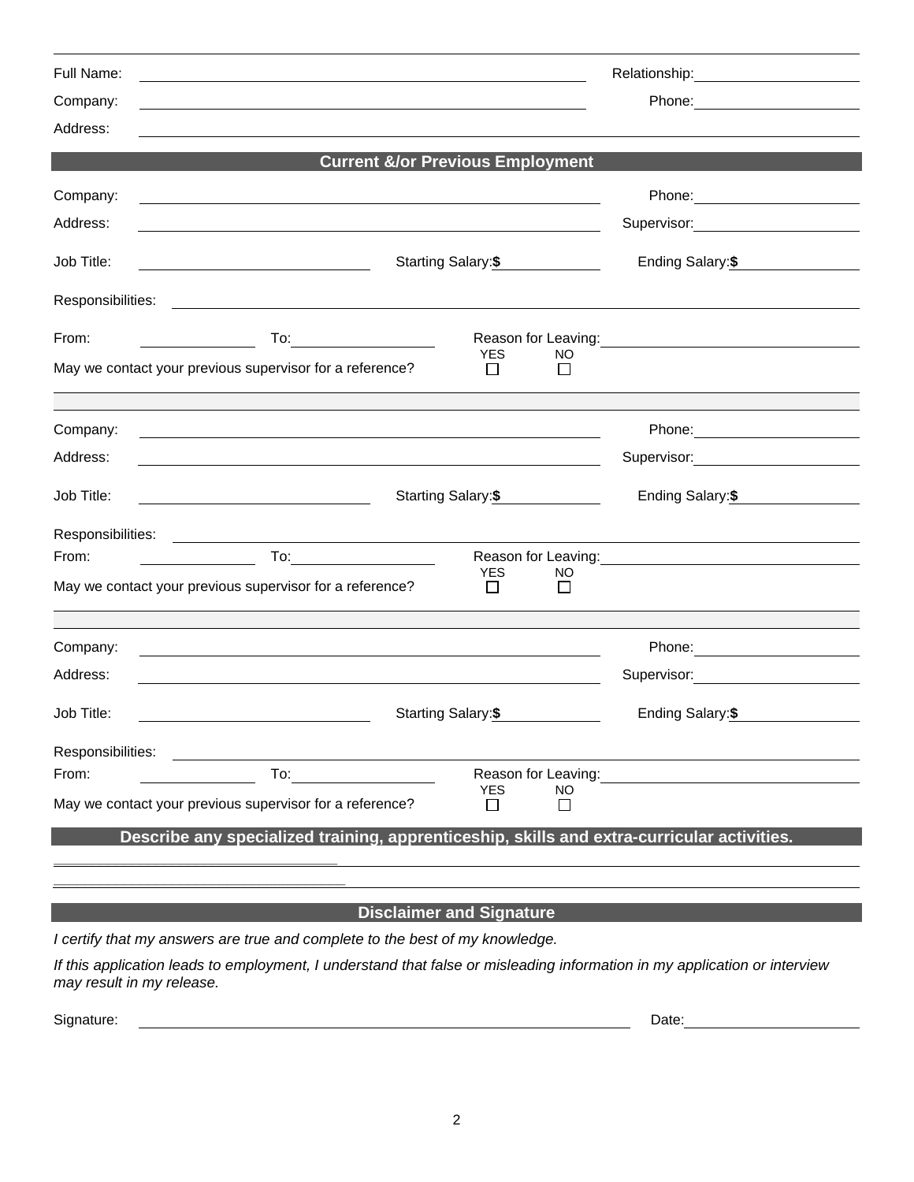Full Name: ____________________ Relationship: ____________________

Company: ____________________ Phone: ____________________

Address: ____________________

## Current &/or Previous Employment

Company: ____________________ Phone: ____________________

Address: ____________________ Supervisor: ____________________

Job Title: ____________________ Starting Salary:**$** __________ Ending Salary:**$** __________

Responsibilities: ____________________

From: __________ To: __________ Reason for Leaving: ____________________

May we contact your previous supervisor for a reference? YES ☐ NO ☐

---

Company: ____________________ Phone: ____________________

Address: ____________________ Supervisor: ____________________

Job Title: ____________________ Starting Salary:**$** __________ Ending Salary:**$** __________

Responsibilities: ____________________

From: __________ To: __________ Reason for Leaving: ____________________

May we contact your previous supervisor for a reference? YES ☐ NO ☐

---

Company: ____________________ Phone: ____________________

Address: ____________________ Supervisor: ____________________

Job Title: ____________________ Starting Salary:**$** __________ Ending Salary:**$** __________

Responsibilities: ____________________

From: __________ To: __________ Reason for Leaving: ____________________

May we contact your previous supervisor for a reference? YES ☐ NO ☐

## Describe any specialized training, apprenticeship, skills and extra-curricular activities.

____________________

____________________

## Disclaimer and Signature

*I certify that my answers are true and complete to the best of my knowledge.*

*If this application leads to employment, I understand that false or misleading information in my application or interview may result in my release.*

Signature: ____________________ Date: ____________________